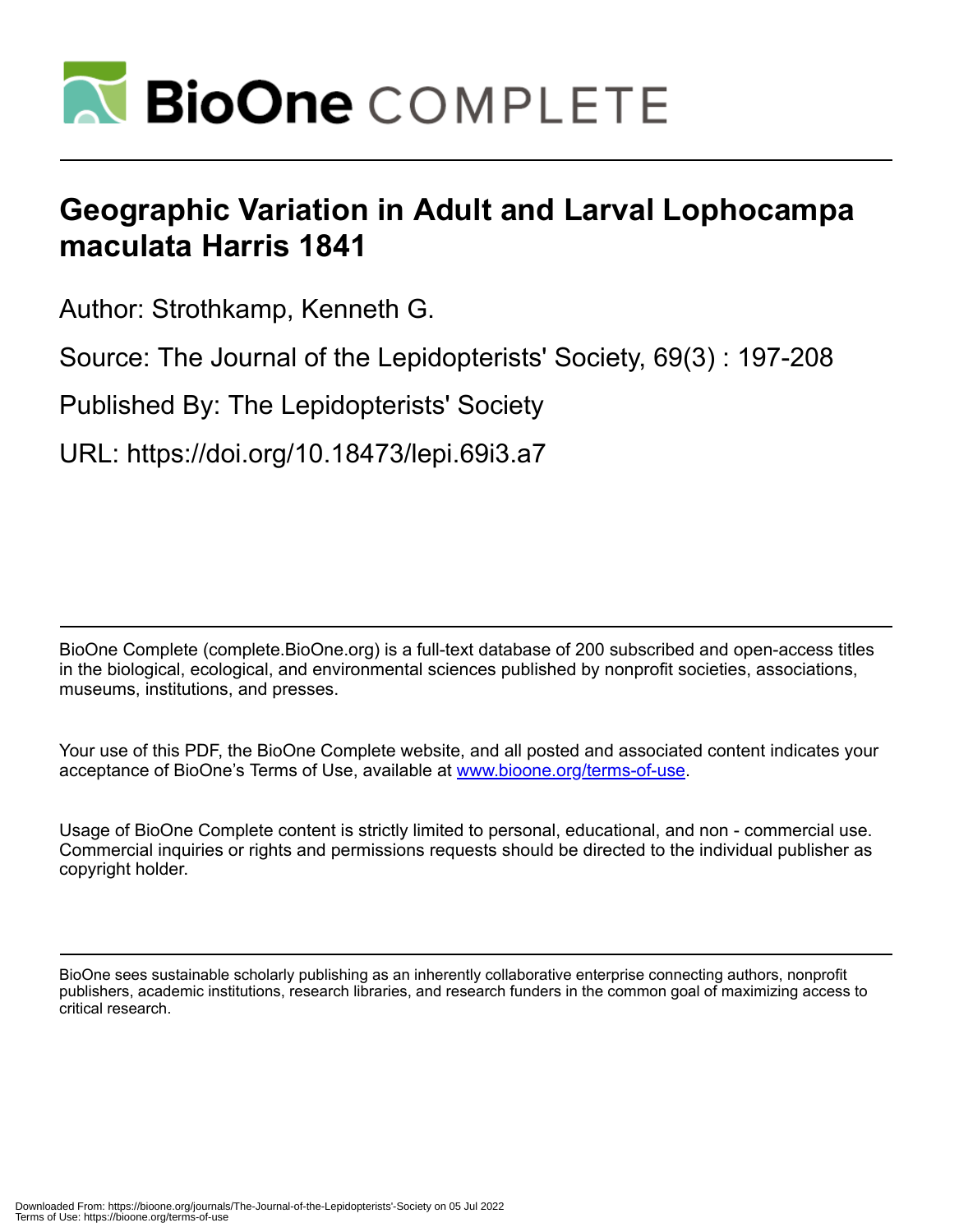# Geographic Variation in Adult and Larval Lophocampa maculata Harris 1841

Author: Strothkamp, Kenneth G.

Source: The Journal of the Lepidopterists' Society, 69(3) : 197-208

Published By: The Lepidopterists' Society

URL: https://doi.org/10.18473/lepi.69i3.a7

BioOne Complete (complete.BioOne.org) is a full-text database of 200 subscribed and open-access titles in the biological, ecological, and environmental sciences published by nonprofit societies, associations, museums, institutions, and presses.

Your use of this PDF, the BioOne Complete website, and all posted and associated content indicates your acceptance of BioOne's Terms of Use, available at www.bioone.org/terms-of-use.

Usage of BioOne Complete content is strictly limited to personal, educational, and non - commercial use. Commercial inquiries or rights and permissions requests should be directed to the individual publisher as copyright holder.

BioOne sees sustainable scholarly publishing as an inherently collaborative enterprise connecting authors, nonprofit publishers, academic institutions, research libraries, and research funders in the common goal of maximizing access to critical research.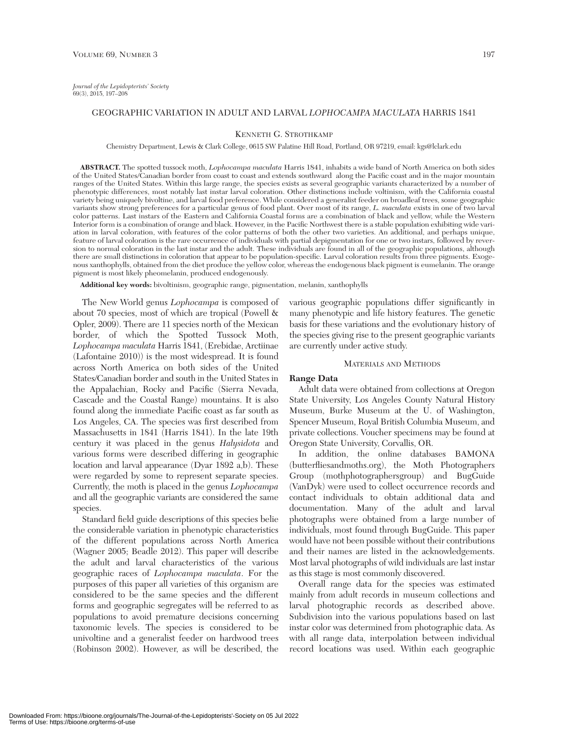*Journal of the Lepidopterists' Society*
69(3), 2015, 197–208

# GEOGRAPHIC VARIATION IN ADULT AND LARVAL *LOPHOCAMPA MACULATA* HARRIS 1841

KENNETH G. STROTHKAMP

Chemistry Department, Lewis & Clark College, 0615 SW Palatine Hill Road, Portland, OR 97219, email: kgs@lclark.edu

**ABSTRACT.** The spotted tussock moth, *Lophocampa maculata* Harris 1841, inhabits a wide band of North America on both sides of the United States/Canadian border from coast to coast and extends southward along the Pacific coast and in the major mountain ranges of the United States. Within this large range, the species exists as several geographic variants characterized by a number of phenotypic differences, most notably last instar larval coloration. Other distinctions include voltinism, with the California coastal variety being uniquely bivoltine, and larval food preference. While considered a generalist feeder on broadleaf trees, some geographic variants show strong preferences for a particular genus of food plant. Over most of its range, *L. maculata* exists in one of two larval color patterns. Last instars of the Eastern and California Coastal forms are a combination of black and yellow, while the Western Interior form is a combination of orange and black. However, in the Pacific Northwest there is a stable population exhibiting wide variation in larval coloration, with features of the color patterns of both the other two varieties. An additional, and perhaps unique, feature of larval coloration is the rare occurrence of individuals with partial depigmentation for one or two instars, followed by reversion to normal coloration in the last instar and the adult. These individuals are found in all of the geographic populations, although there are small distinctions in coloration that appear to be population-specific. Larval coloration results from three pigments. Exogenous xanthophylls, obtained from the diet produce the yellow color, whereas the endogenous black pigment is eumelanin. The orange pigment is most likely pheomelanin, produced endogenously.

**Additional key words:** bivoltinism, geographic range, pigmentation, melanin, xanthophylls

The New World genus *Lophocampa* is composed of about 70 species, most of which are tropical (Powell & Opler, 2009). There are 11 species north of the Mexican border, of which the Spotted Tussock Moth, *Lophocampa maculata* Harris 1841, (Erebidae, Arctiinae (Lafontaine 2010)) is the most widespread. It is found across North America on both sides of the United States/Canadian border and south in the United States in the Appalachian, Rocky and Pacific (Sierra Nevada, Cascade and the Coastal Range) mountains. It is also found along the immediate Pacific coast as far south as Los Angeles, CA. The species was first described from Massachusetts in 1841 (Harris 1841). In the late 19th century it was placed in the genus *Halysidota* and various forms were described differing in geographic location and larval appearance (Dyar 1892 a,b). These were regarded by some to represent separate species. Currently, the moth is placed in the genus *Lophocampa* and all the geographic variants are considered the same species.

Standard field guide descriptions of this species belie the considerable variation in phenotypic characteristics of the different populations across North America (Wagner 2005; Beadle 2012). This paper will describe the adult and larval characteristics of the various geographic races of *Lophocampa maculata*. For the purposes of this paper all varieties of this organism are considered to be the same species and the different forms and geographic segregates will be referred to as populations to avoid premature decisions concerning taxonomic levels. The species is considered to be univoltine and a generalist feeder on hardwood trees (Robinson 2002). However, as will be described, the various geographic populations differ significantly in many phenotypic and life history features. The genetic basis for these variations and the evolutionary history of the species giving rise to the present geographic variants are currently under active study.

## MATERIALS AND METHODS

### Range Data

Adult data were obtained from collections at Oregon State University, Los Angeles County Natural History Museum, Burke Museum at the U. of Washington, Spencer Museum, Royal British Columbia Museum, and private collections. Voucher specimens may be found at Oregon State University, Corvallis, OR.

In addition, the online databases BAMONA (butterfliesandmoths.org), the Moth Photographers Group (mothphotographersgroup) and BugGuide (VanDyk) were used to collect occurrence records and contact individuals to obtain additional data and documentation. Many of the adult and larval photographs were obtained from a large number of individuals, most found through BugGuide. This paper would have not been possible without their contributions and their names are listed in the acknowledgements. Most larval photographs of wild individuals are last instar as this stage is most commonly discovered.

Overall range data for the species was estimated mainly from adult records in museum collections and larval photographic records as described above. Subdivision into the various populations based on last instar color was determined from photographic data. As with all range data, interpolation between individual record locations was used. Within each geographic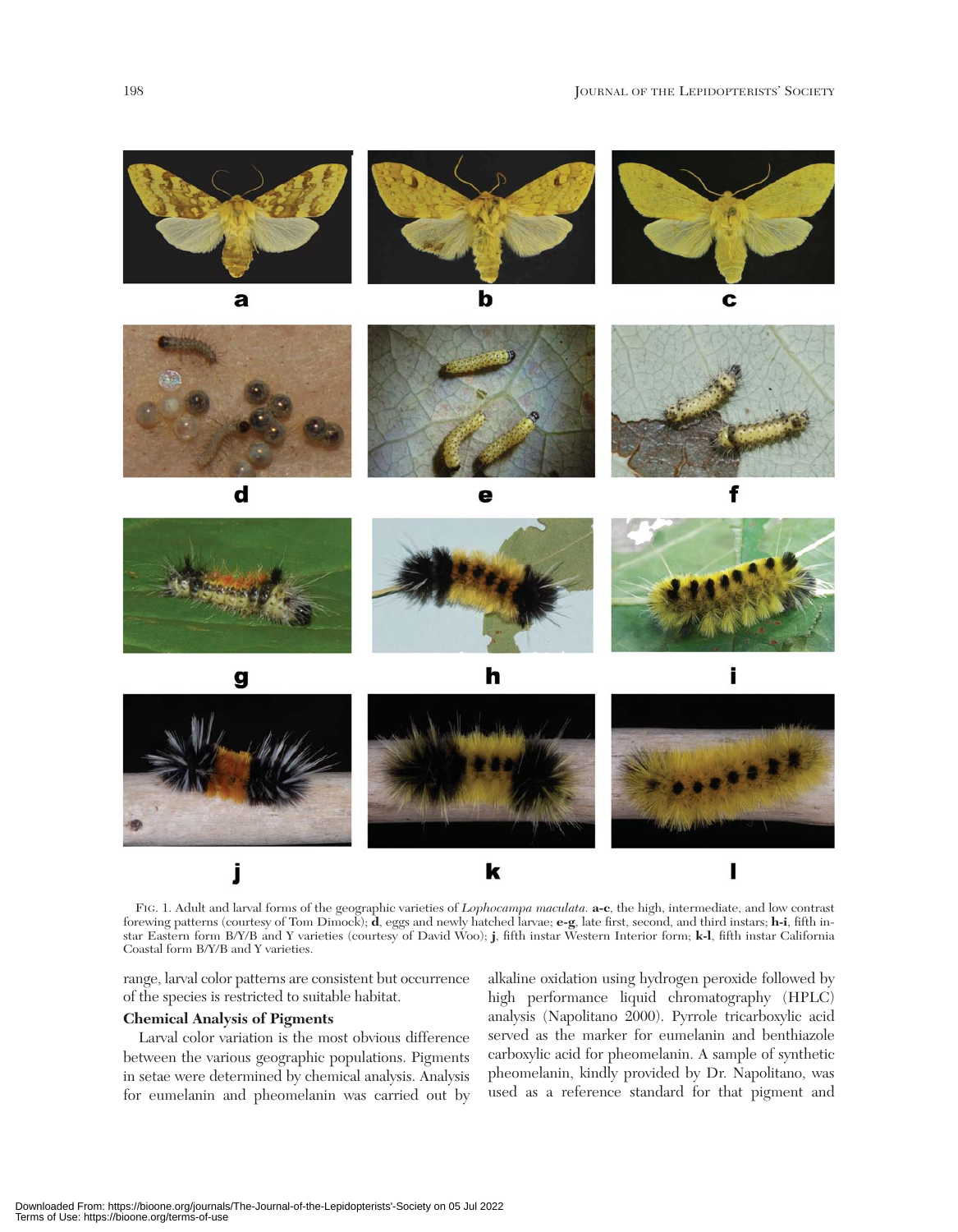FIG. 1. Adult and larval forms of the geographic varieties of *Lophocampa maculata*. **a-c**, the high, intermediate, and low contrast forewing patterns (courtesy of Tom Dimock); **d**, eggs and newly hatched larvae; **e-g**, late first, second, and third instars; **h-i**, fifth instar Eastern form B/Y/B and Y varieties (courtesy of David Woo); **j**, fifth instar Western Interior form; **k-l**, fifth instar California Coastal form B/Y/B and Y varieties.

range, larval color patterns are consistent but occurrence of the species is restricted to suitable habitat.

**Chemical Analysis of Pigments**

Larval color variation is the most obvious difference between the various geographic populations. Pigments in setae were determined by chemical analysis. Analysis for eumelanin and pheomelanin was carried out by alkaline oxidation using hydrogen peroxide followed by high performance liquid chromatography (HPLC) analysis (Napolitano 2000). Pyrrole tricarboxylic acid served as the marker for eumelanin and benthiazole carboxylic acid for pheomelanin. A sample of synthetic pheomelanin, kindly provided by Dr. Napolitano, was used as a reference standard for that pigment and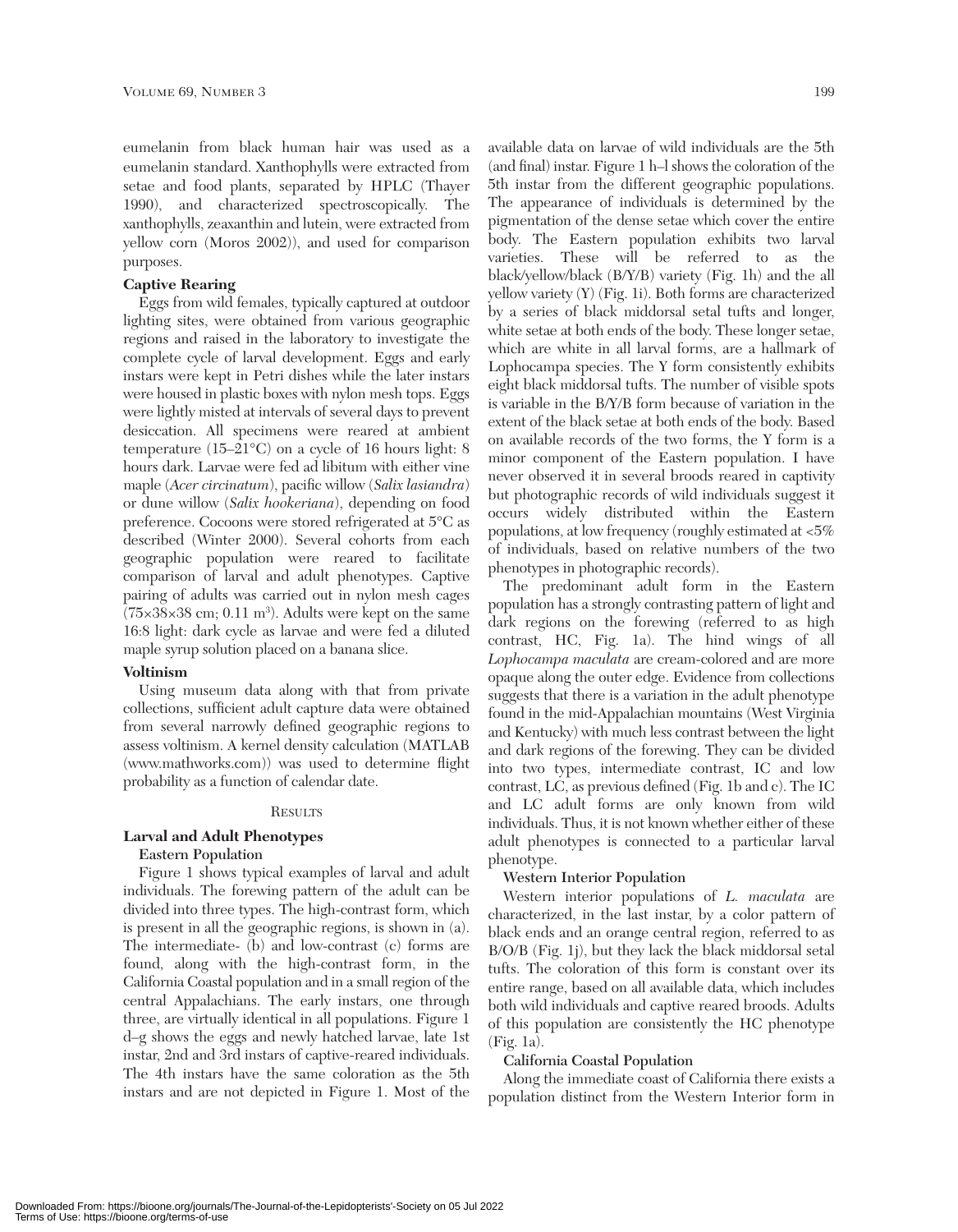eumelanin from black human hair was used as a eumelanin standard. Xanthophylls were extracted from setae and food plants, separated by HPLC (Thayer 1990), and characterized spectroscopically. The xanthophylls, zeaxanthin and lutein, were extracted from yellow corn (Moros 2002)), and used for comparison purposes.

**Captive Rearing**

Eggs from wild females, typically captured at outdoor lighting sites, were obtained from various geographic regions and raised in the laboratory to investigate the complete cycle of larval development. Eggs and early instars were kept in Petri dishes while the later instars were housed in plastic boxes with nylon mesh tops. Eggs were lightly misted at intervals of several days to prevent desiccation. All specimens were reared at ambient temperature (15–21°C) on a cycle of 16 hours light: 8 hours dark. Larvae were fed ad libitum with either vine maple (*Acer circinatum*), pacific willow (*Salix lasiandra*) or dune willow (*Salix hookeriana*), depending on food preference. Cocoons were stored refrigerated at 5°C as described (Winter 2000). Several cohorts from each geographic population were reared to facilitate comparison of larval and adult phenotypes. Captive pairing of adults was carried out in nylon mesh cages (75×38×38 cm; 0.11 m$^3$). Adults were kept on the same 16:8 light: dark cycle as larvae and were fed a diluted maple syrup solution placed on a banana slice.

**Voltinism**

Using museum data along with that from private collections, sufficient adult capture data were obtained from several narrowly defined geographic regions to assess voltinism. A kernel density calculation (MATLAB (www.mathworks.com)) was used to determine flight probability as a function of calendar date.

## Results

### Larval and Adult Phenotypes

**Eastern Population**

Figure 1 shows typical examples of larval and adult individuals. The forewing pattern of the adult can be divided into three types. The high-contrast form, which is present in all the geographic regions, is shown in (a). The intermediate- (b) and low-contrast (c) forms are found, along with the high-contrast form, in the California Coastal population and in a small region of the central Appalachians. The early instars, one through three, are virtually identical in all populations. Figure 1 d–g shows the eggs and newly hatched larvae, late 1st instar, 2nd and 3rd instars of captive-reared individuals. The 4th instars have the same coloration as the 5th instars and are not depicted in Figure 1. Most of the available data on larvae of wild individuals are the 5th (and final) instar. Figure 1 h–l shows the coloration of the 5th instar from the different geographic populations. The appearance of individuals is determined by the pigmentation of the dense setae which cover the entire body. The Eastern population exhibits two larval varieties. These will be referred to as the black/yellow/black (B/Y/B) variety (Fig. 1h) and the all yellow variety (Y) (Fig. 1i). Both forms are characterized by a series of black middorsal setal tufts and longer, white setae at both ends of the body. These longer setae, which are white in all larval forms, are a hallmark of Lophocampa species. The Y form consistently exhibits eight black middorsal tufts. The number of visible spots is variable in the B/Y/B form because of variation in the extent of the black setae at both ends of the body. Based on available records of the two forms, the Y form is a minor component of the Eastern population. I have never observed it in several broods reared in captivity but photographic records of wild individuals suggest it occurs widely distributed within the Eastern populations, at low frequency (roughly estimated at <5% of individuals, based on relative numbers of the two phenotypes in photographic records).

The predominant adult form in the Eastern population has a strongly contrasting pattern of light and dark regions on the forewing (referred to as high contrast, HC, Fig. 1a). The hind wings of all *Lophocampa maculata* are cream-colored and are more opaque along the outer edge. Evidence from collections suggests that there is a variation in the adult phenotype found in the mid-Appalachian mountains (West Virginia and Kentucky) with much less contrast between the light and dark regions of the forewing. They can be divided into two types, intermediate contrast, IC and low contrast, LC, as previous defined (Fig. 1b and c). The IC and LC adult forms are only known from wild individuals. Thus, it is not known whether either of these adult phenotypes is connected to a particular larval phenotype.

**Western Interior Population**

Western interior populations of *L. maculata* are characterized, in the last instar, by a color pattern of black ends and an orange central region, referred to as B/O/B (Fig. 1j), but they lack the black middorsal setal tufts. The coloration of this form is constant over its entire range, based on all available data, which includes both wild individuals and captive reared broods. Adults of this population are consistently the HC phenotype (Fig. 1a).

**California Coastal Population**

Along the immediate coast of California there exists a population distinct from the Western Interior form in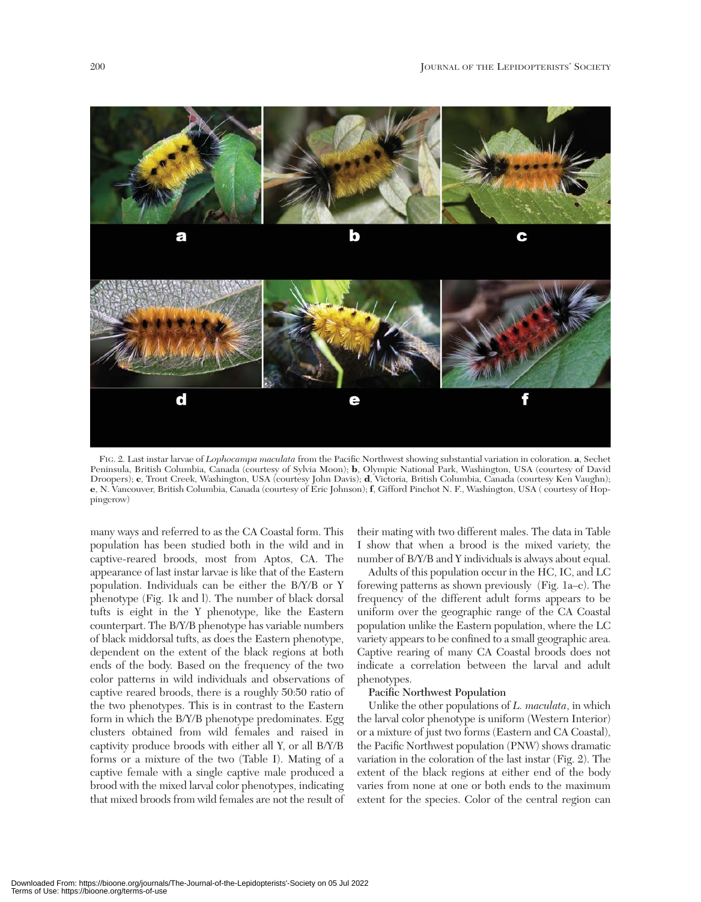FIG. 2. Last instar larvae of *Lophocampa maculata* from the Pacific Northwest showing substantial variation in coloration. **a**, Sechet Peninsula, British Columbia, Canada (courtesy of Sylvia Moon); **b**, Olympic National Park, Washington, USA (courtesy of David Droopers); **c**, Trout Creek, Washington, USA (courtesy John Davis); **d**, Victoria, British Columbia, Canada (courtesy Ken Vaughn); **e**, N. Vancouver, British Columbia, Canada (courtesy of Eric Johnson); **f**, Gifford Pinchot N. F., Washington, USA ( courtesy of Hoppingcrow)

many ways and referred to as the CA Coastal form. This population has been studied both in the wild and in captive-reared broods, most from Aptos, CA. The appearance of last instar larvae is like that of the Eastern population. Individuals can be either the B/Y/B or Y phenotype (Fig. 1k and l). The number of black dorsal tufts is eight in the Y phenotype, like the Eastern counterpart. The B/Y/B phenotype has variable numbers of black middorsal tufts, as does the Eastern phenotype, dependent on the extent of the black regions at both ends of the body. Based on the frequency of the two color patterns in wild individuals and observations of captive reared broods, there is a roughly 50:50 ratio of the two phenotypes. This is in contrast to the Eastern form in which the B/Y/B phenotype predominates. Egg clusters obtained from wild females and raised in captivity produce broods with either all Y, or all B/Y/B forms or a mixture of the two (Table I). Mating of a captive female with a single captive male produced a brood with the mixed larval color phenotypes, indicating that mixed broods from wild females are not the result of their mating with two different males. The data in Table I show that when a brood is the mixed variety, the number of B/Y/B and Y individuals is always about equal.

Adults of this population occur in the HC, IC, and LC forewing patterns as shown previously (Fig. 1a–c). The frequency of the different adult forms appears to be uniform over the geographic range of the CA Coastal population unlike the Eastern population, where the LC variety appears to be confined to a small geographic area. Captive rearing of many CA Coastal broods does not indicate a correlation between the larval and adult phenotypes.

**Pacific Northwest Population**

Unlike the other populations of *L. maculata*, in which the larval color phenotype is uniform (Western Interior) or a mixture of just two forms (Eastern and CA Coastal), the Pacific Northwest population (PNW) shows dramatic variation in the coloration of the last instar (Fig. 2). The extent of the black regions at either end of the body varies from none at one or both ends to the maximum extent for the species. Color of the central region can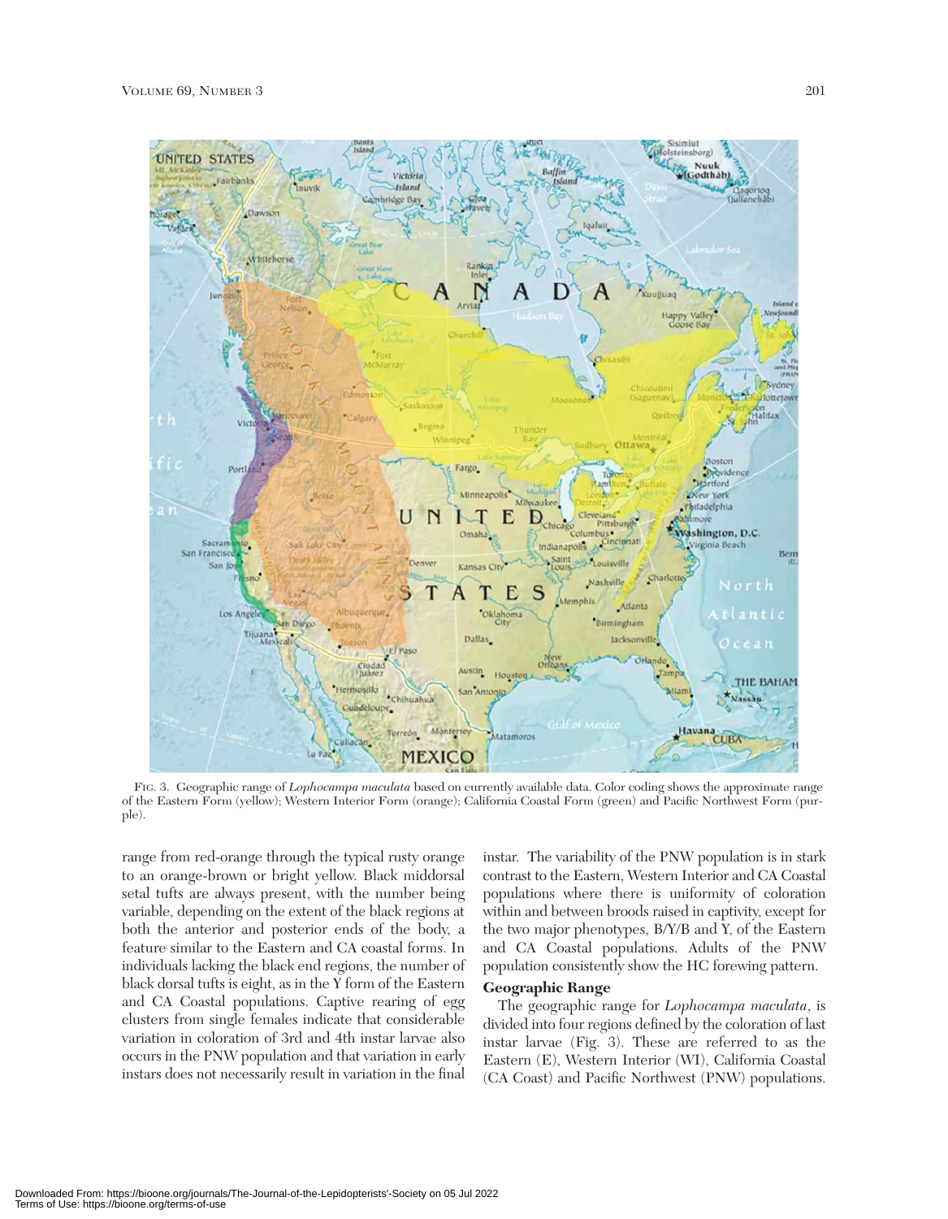FIG. 3. Geographic range of *Lophocampa maculata* based on currently available data. Color coding shows the approximate range of the Eastern Form (yellow); Western Interior Form (orange); California Coastal Form (green) and Pacific Northwest Form (purple).

range from red-orange through the typical rusty orange to an orange-brown or bright yellow. Black middorsal setal tufts are always present, with the number being variable, depending on the extent of the black regions at both the anterior and posterior ends of the body, a feature similar to the Eastern and CA coastal forms. In individuals lacking the black end regions, the number of black dorsal tufts is eight, as in the Y form of the Eastern and CA Coastal populations. Captive rearing of egg clusters from single females indicate that considerable variation in coloration of 3rd and 4th instar larvae also occurs in the PNW population and that variation in early instars does not necessarily result in variation in the final instar. The variability of the PNW population is in stark contrast to the Eastern, Western Interior and CA Coastal populations where there is uniformity of coloration within and between broods raised in captivity, except for the two major phenotypes, B/Y/B and Y, of the Eastern and CA Coastal populations. Adults of the PNW population consistently show the HC forewing pattern.

**Geographic Range**

The geographic range for *Lophocampa maculata*, is divided into four regions defined by the coloration of last instar larvae (Fig. 3). These are referred to as the Eastern (E), Western Interior (WI), California Coastal (CA Coast) and Pacific Northwest (PNW) populations.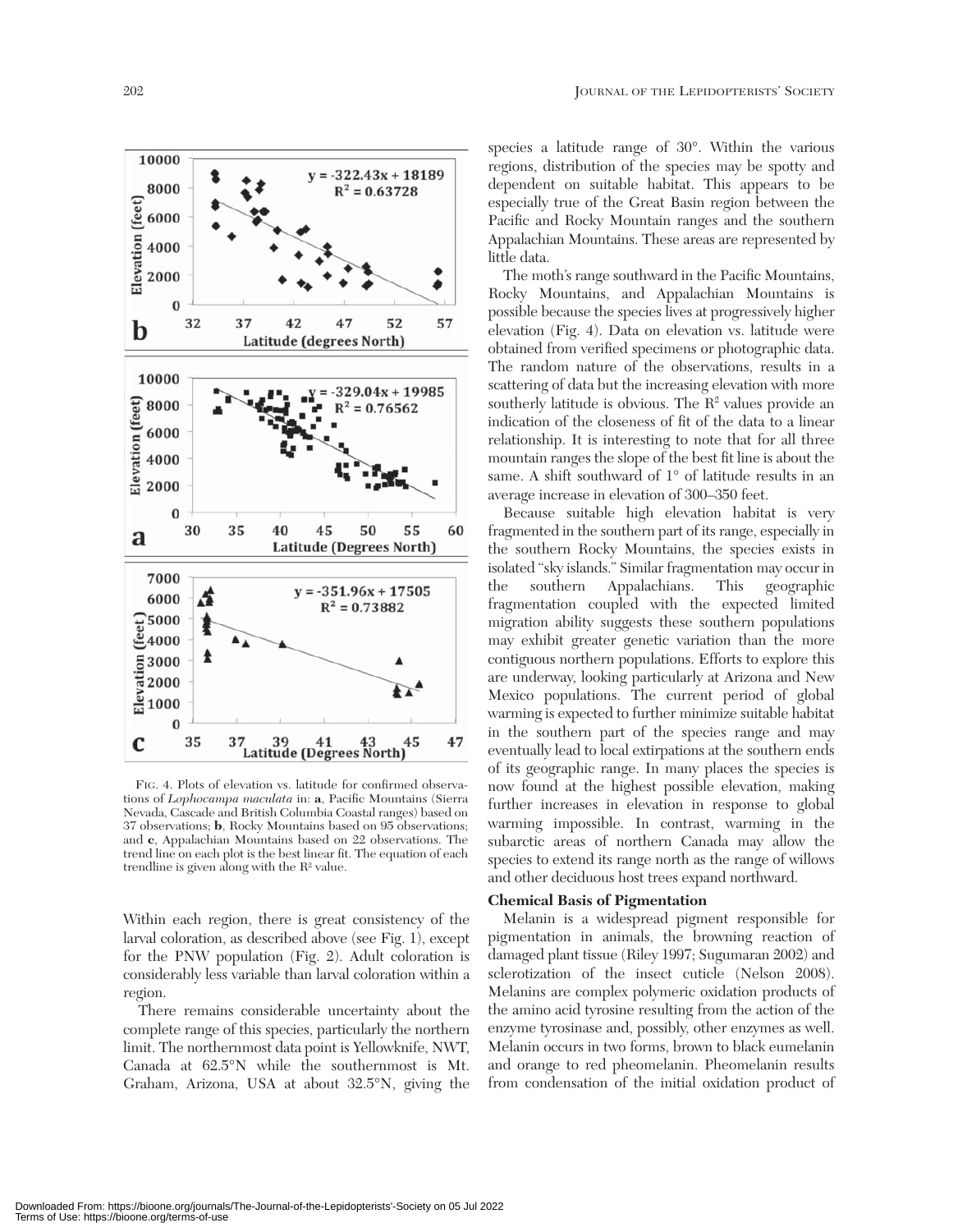FIG. 4. Plots of elevation vs. latitude for confirmed observations of *Lophocampa maculata* in: **a**, Pacific Mountains (Sierra Nevada, Cascade and British Columbia Coastal ranges) based on 37 observations; **b**, Rocky Mountains based on 95 observations; and **c**, Appalachian Mountains based on 22 observations. The trend line on each plot is the best linear fit. The equation of each trendline is given along with the $R^2$ value.

Within each region, there is great consistency of the larval coloration, as described above (see Fig. 1), except for the PNW population (Fig. 2). Adult coloration is considerably less variable than larval coloration within a region.

There remains considerable uncertainty about the complete range of this species, particularly the northern limit. The northernmost data point is Yellowknife, NWT, Canada at 62.5°N while the southernmost is Mt. Graham, Arizona, USA at about 32.5°N, giving the species a latitude range of 30°. Within the various regions, distribution of the species may be spotty and dependent on suitable habitat. This appears to be especially true of the Great Basin region between the Pacific and Rocky Mountain ranges and the southern Appalachian Mountains. These areas are represented by little data.

The moth's range southward in the Pacific Mountains, Rocky Mountains, and Appalachian Mountains is possible because the species lives at progressively higher elevation (Fig. 4). Data on elevation vs. latitude were obtained from verified specimens or photographic data. The random nature of the observations, results in a scattering of data but the increasing elevation with more southerly latitude is obvious. The $R^2$ values provide an indication of the closeness of fit of the data to a linear relationship. It is interesting to note that for all three mountain ranges the slope of the best fit line is about the same. A shift southward of 1° of latitude results in an average increase in elevation of 300–350 feet.

Because suitable high elevation habitat is very fragmented in the southern part of its range, especially in the southern Rocky Mountains, the species exists in isolated "sky islands." Similar fragmentation may occur in the southern Appalachians. This geographic fragmentation coupled with the expected limited migration ability suggests these southern populations may exhibit greater genetic variation than the more contiguous northern populations. Efforts to explore this are underway, looking particularly at Arizona and New Mexico populations. The current period of global warming is expected to further minimize suitable habitat in the southern part of the species range and may eventually lead to local extirpations at the southern ends of its geographic range. In many places the species is now found at the highest possible elevation, making further increases in elevation in response to global warming impossible. In contrast, warming in the subarctic areas of northern Canada may allow the species to extend its range north as the range of willows and other deciduous host trees expand northward.

### Chemical Basis of Pigmentation

Melanin is a widespread pigment responsible for pigmentation in animals, the browning reaction of damaged plant tissue (Riley 1997; Sugumaran 2002) and sclerotization of the insect cuticle (Nelson 2008). Melanins are complex polymeric oxidation products of the amino acid tyrosine resulting from the action of the enzyme tyrosinase and, possibly, other enzymes as well. Melanin occurs in two forms, brown to black eumelanin and orange to red pheomelanin. Pheomelanin results from condensation of the initial oxidation product of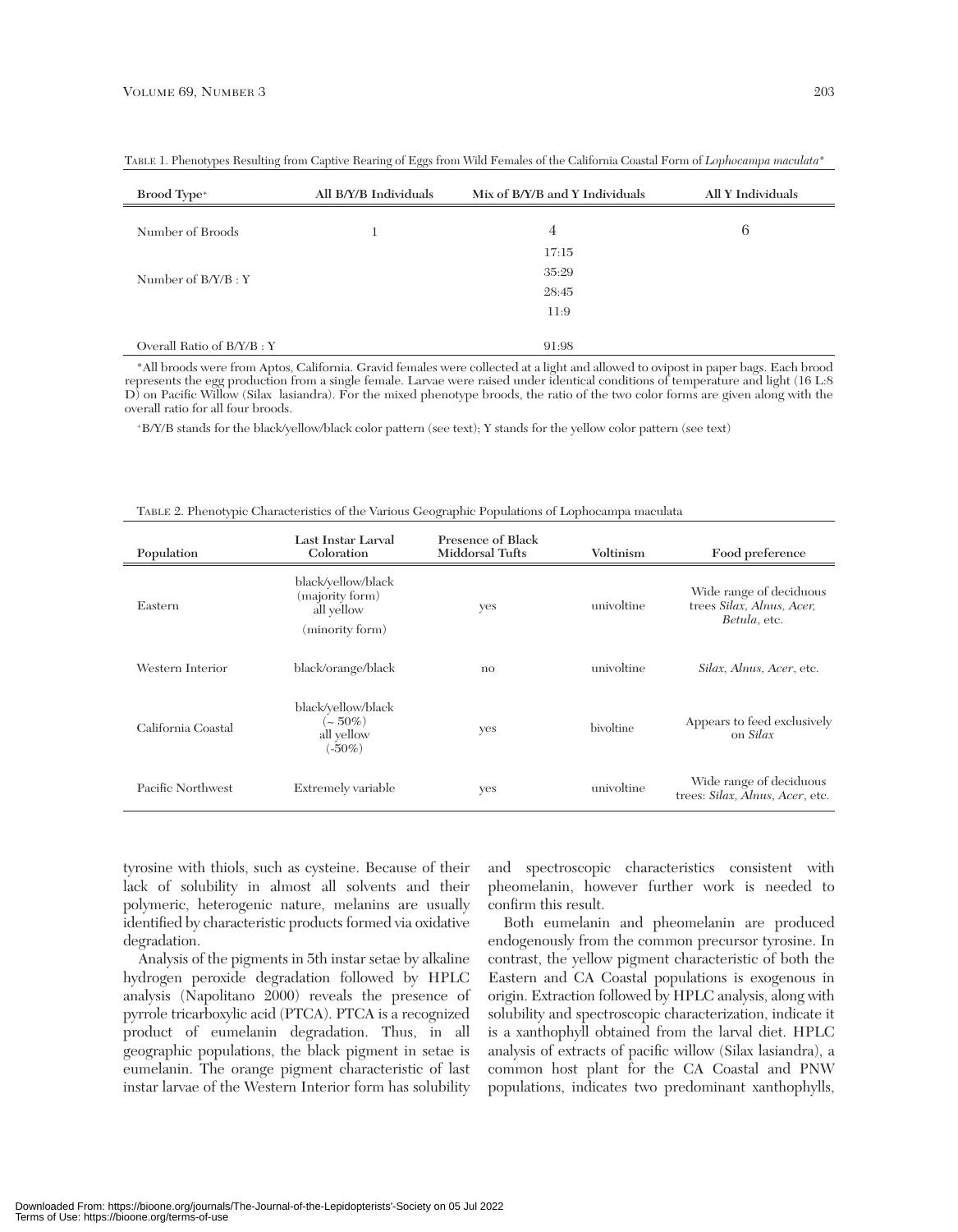TABLE 1. Phenotypes Resulting from Captive Rearing of Eggs from Wild Females of the California Coastal Form of *Lophocampa maculata**

| Brood Type+ | All B/Y/B Individuals | Mix of B/Y/B and Y Individuals | All Y Individuals |
|---|---|---|---|
| Number of Broods | 1 | 4 | 6 |
| Number of B/Y/B : Y | | 17:15<br>35:29<br>28:45<br>11:9 | |
| Overall Ratio of B/Y/B : Y | | 91:98 | |

*All broods were from Aptos, California. Gravid females were collected at a light and allowed to ovipost in paper bags. Each brood represents the egg production from a single female. Larvae were raised under identical conditions of temperature and light (16 L:8 D) on Pacific Willow (Silax lasiandra). For the mixed phenotype broods, the ratio of the two color forms are given along with the overall ratio for all four broods.

+B/Y/B stands for the black/yellow/black color pattern (see text); Y stands for the yellow color pattern (see text)

TABLE 2. Phenotypic Characteristics of the Various Geographic Populations of Lophocampa maculata

| Population | Last Instar Larval Coloration | Presence of Black Middorsal Tufts | Voltinism | Food preference |
|---|---|---|---|---|
| Eastern | black/yellow/black (majority form)<br>all yellow (minority form) | yes | univoltine | Wide range of deciduous trees *Silax, Alnus, Acer, Betula*, etc. |
| Western Interior | black/orange/black | no | univoltine | *Silax, Alnus, Acer*, etc. |
| California Coastal | black/yellow/black (~ 50%)<br>all yellow (-50%) | yes | bivoltine | Appears to feed exclusively on *Silax* |
| Pacific Northwest | Extremely variable | yes | univoltine | Wide range of deciduous trees: *Silax, Alnus, Acer*, etc. |

tyrosine with thiols, such as cysteine. Because of their lack of solubility in almost all solvents and their polymeric, heterogenic nature, melanins are usually identified by characteristic products formed via oxidative degradation.

Analysis of the pigments in 5th instar setae by alkaline hydrogen peroxide degradation followed by HPLC analysis (Napolitano 2000) reveals the presence of pyrrole tricarboxylic acid (PTCA). PTCA is a recognized product of eumelanin degradation. Thus, in all geographic populations, the black pigment in setae is eumelanin. The orange pigment characteristic of last instar larvae of the Western Interior form has solubility and spectroscopic characteristics consistent with pheomelanin, however further work is needed to confirm this result.

Both eumelanin and pheomelanin are produced endogenously from the common precursor tyrosine. In contrast, the yellow pigment characteristic of both the Eastern and CA Coastal populations is exogenous in origin. Extraction followed by HPLC analysis, along with solubility and spectroscopic characterization, indicate it is a xanthophyll obtained from the larval diet. HPLC analysis of extracts of pacific willow (Silax lasiandra), a common host plant for the CA Coastal and PNW populations, indicates two predominant xanthophylls,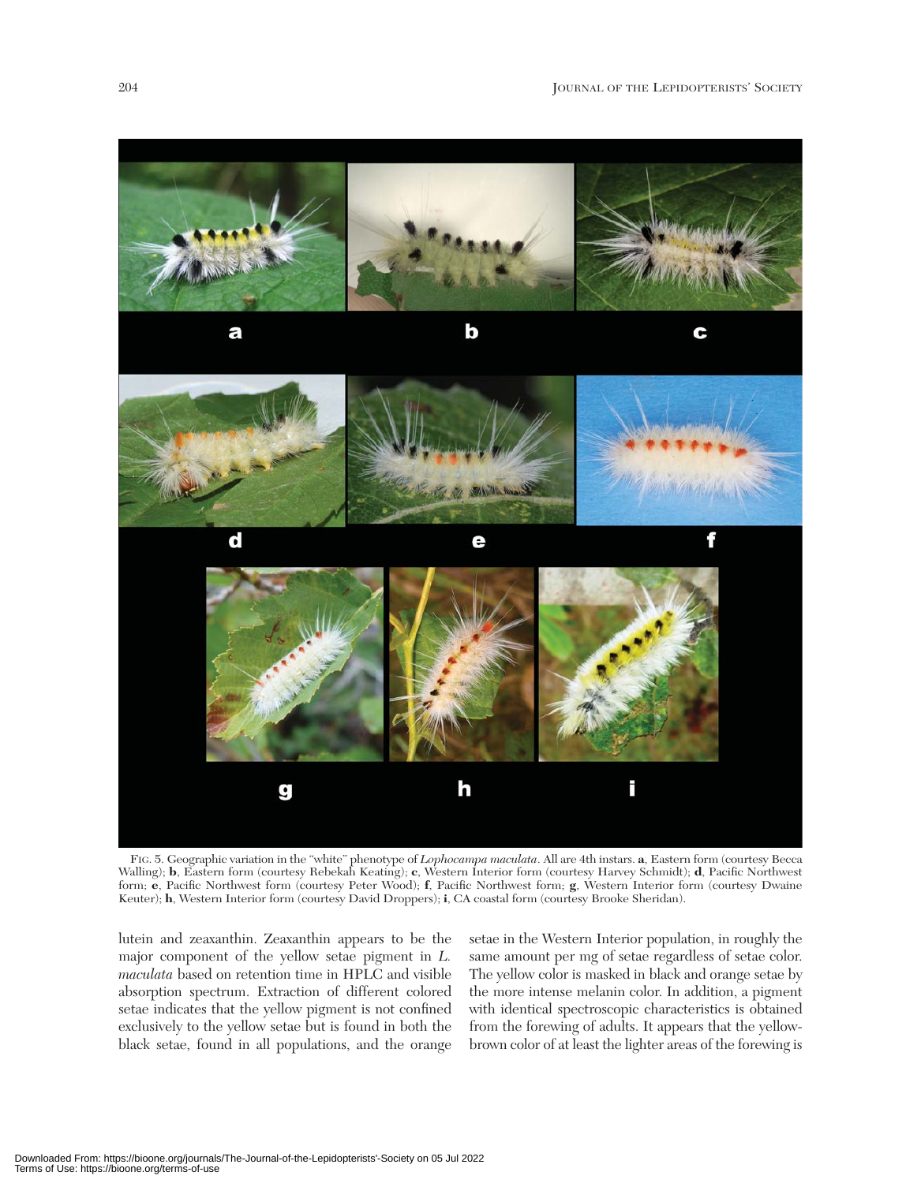FIG. 5. Geographic variation in the "white" phenotype of *Lophocampa maculata*. All are 4th instars. **a**, Eastern form (courtesy Becca Walling); **b**, Eastern form (courtesy Rebekah Keating); **c**, Western Interior form (courtesy Harvey Schmidt); **d**, Pacific Northwest form; **e**, Pacific Northwest form (courtesy Peter Wood); **f**, Pacific Northwest form; **g**, Western Interior form (courtesy Dwaine Keuter); **h**, Western Interior form (courtesy David Droppers); **i**, CA coastal form (courtesy Brooke Sheridan).

lutein and zeaxanthin. Zeaxanthin appears to be the major component of the yellow setae pigment in *L. maculata* based on retention time in HPLC and visible absorption spectrum. Extraction of different colored setae indicates that the yellow pigment is not confined exclusively to the yellow setae but is found in both the black setae, found in all populations, and the orange setae in the Western Interior population, in roughly the same amount per mg of setae regardless of setae color. The yellow color is masked in black and orange setae by the more intense melanin color. In addition, a pigment with identical spectroscopic characteristics is obtained from the forewing of adults. It appears that the yellow-brown color of at least the lighter areas of the forewing is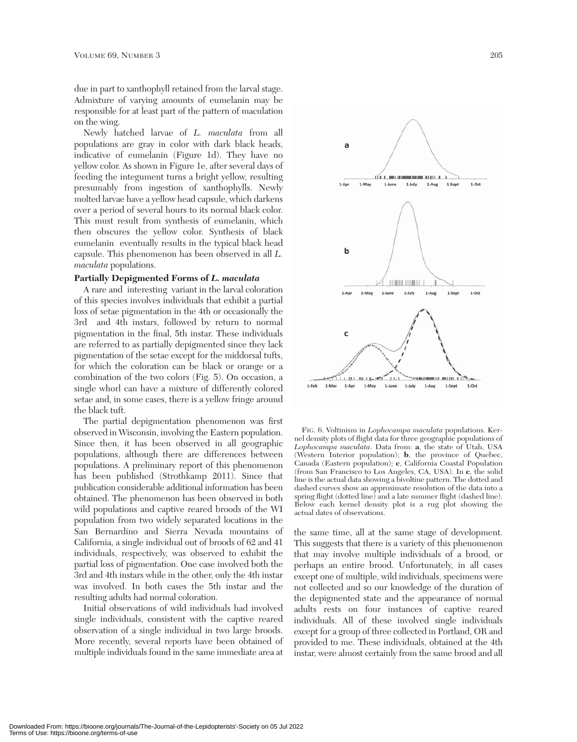due in part to xanthophyll retained from the larval stage. Admixture of varying amounts of eumelanin may be responsible for at least part of the pattern of maculation on the wing.

Newly hatched larvae of *L. maculata* from all populations are gray in color with dark black heads, indicative of eumelanin (Figure 1d). They have no yellow color. As shown in Figure 1e, after several days of feeding the integument turns a bright yellow, resulting presumably from ingestion of xanthophylls. Newly molted larvae have a yellow head capsule, which darkens over a period of several hours to its normal black color. This must result from synthesis of eumelanin, which then obscures the yellow color. Synthesis of black eumelanin eventually results in the typical black head capsule. This phenomenon has been observed in all *L. maculata* populations.

**Partially Depigmented Forms of *L. maculata***

A rare and interesting variant in the larval coloration of this species involves individuals that exhibit a partial loss of setae pigmentation in the 4th or occasionally the 3rd and 4th instars, followed by return to normal pigmentation in the final, 5th instar. These individuals are referred to as partially depigmented since they lack pigmentation of the setae except for the middorsal tufts, for which the coloration can be black or orange or a combination of the two colors (Fig. 5). On occasion, a single whorl can have a mixture of differently colored setae and, in some cases, there is a yellow fringe around the black tuft.

The partial depigmentation phenomenon was first observed in Wisconsin, involving the Eastern population. Since then, it has been observed in all geographic populations, although there are differences between populations. A preliminary report of this phenomenon has been published (Strothkamp 2011). Since that publication considerable additional information has been obtained. The phenomenon has been observed in both wild populations and captive reared broods of the WI population from two widely separated locations in the San Bernardino and Sierra Nevada mountains of California, a single individual out of broods of 62 and 41 individuals, respectively, was observed to exhibit the partial loss of pigmentation. One case involved both the 3rd and 4th instars while in the other, only the 4th instar was involved. In both cases the 5th instar and the resulting adults had normal coloration.

Initial observations of wild individuals had involved single individuals, consistent with the captive reared observation of a single individual in two large broods. More recently, several reports have been obtained of multiple individuals found in the same immediate area at the same time, all at the same stage of development. This suggests that there is a variety of this phenomenon that may involve multiple individuals of a brood, or perhaps an entire brood. Unfortunately, in all cases except one of multiple, wild individuals, specimens were not collected and so our knowledge of the duration of the depigmented state and the appearance of normal adults rests on four instances of captive reared individuals. All of these involved single individuals except for a group of three collected in Portland, OR and provided to me. These individuals, obtained at the 4th instar, were almost certainly from the same brood and all

FIG. 6. Voltinism in *Lophocampa maculata* populations. Kernel density plots of flight data for three geographic populations of *Lophocampa maculata*. Data from: **a**, the state of Utah, USA (Western Interior population); **b**, the province of Quebec, Canada (Eastern population); **c**, California Coastal Population (from San Francisco to Los Angeles, CA, USA). In **c**, the solid line is the actual data showing a bivoltine pattern. The dotted and dashed curves show an approximate resolution of the data into a spring flight (dotted line) and a late summer flight (dashed line). Below each kernel density plot is a rug plot showing the actual dates of observations.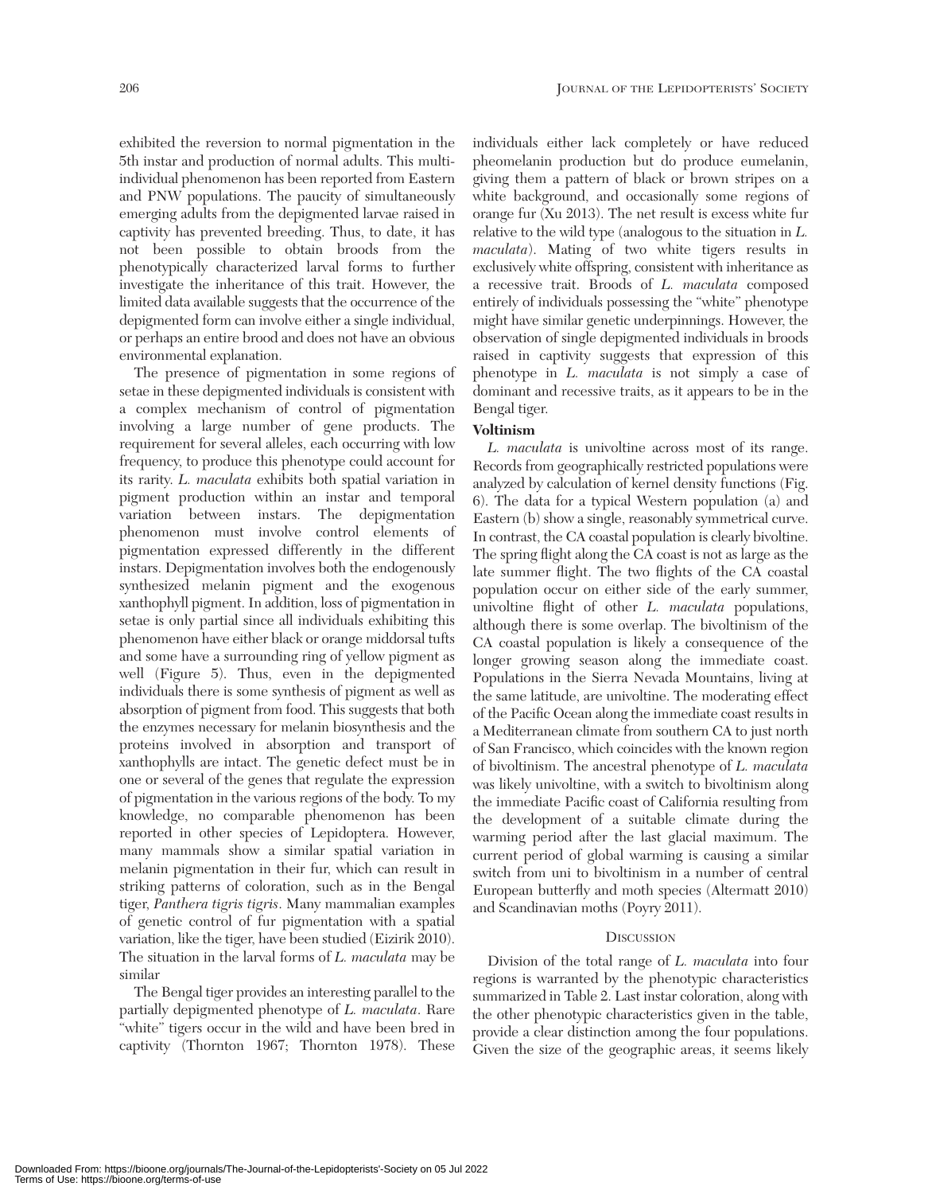exhibited the reversion to normal pigmentation in the 5th instar and production of normal adults. This multi-individual phenomenon has been reported from Eastern and PNW populations. The paucity of simultaneously emerging adults from the depigmented larvae raised in captivity has prevented breeding. Thus, to date, it has not been possible to obtain broods from the phenotypically characterized larval forms to further investigate the inheritance of this trait. However, the limited data available suggests that the occurrence of the depigmented form can involve either a single individual, or perhaps an entire brood and does not have an obvious environmental explanation.

The presence of pigmentation in some regions of setae in these depigmented individuals is consistent with a complex mechanism of control of pigmentation involving a large number of gene products. The requirement for several alleles, each occurring with low frequency, to produce this phenotype could account for its rarity. *L. maculata* exhibits both spatial variation in pigment production within an instar and temporal variation between instars. The depigmentation phenomenon must involve control elements of pigmentation expressed differently in the different instars. Depigmentation involves both the endogenously synthesized melanin pigment and the exogenous xanthophyll pigment. In addition, loss of pigmentation in setae is only partial since all individuals exhibiting this phenomenon have either black or orange middorsal tufts and some have a surrounding ring of yellow pigment as well (Figure 5). Thus, even in the depigmented individuals there is some synthesis of pigment as well as absorption of pigment from food. This suggests that both the enzymes necessary for melanin biosynthesis and the proteins involved in absorption and transport of xanthophylls are intact. The genetic defect must be in one or several of the genes that regulate the expression of pigmentation in the various regions of the body. To my knowledge, no comparable phenomenon has been reported in other species of Lepidoptera. However, many mammals show a similar spatial variation in melanin pigmentation in their fur, which can result in striking patterns of coloration, such as in the Bengal tiger, *Panthera tigris tigris*. Many mammalian examples of genetic control of fur pigmentation with a spatial variation, like the tiger, have been studied (Eizirik 2010). The situation in the larval forms of *L. maculata* may be similar

The Bengal tiger provides an interesting parallel to the partially depigmented phenotype of *L. maculata*. Rare "white" tigers occur in the wild and have been bred in captivity (Thornton 1967; Thornton 1978). These individuals either lack completely or have reduced pheomelanin production but do produce eumelanin, giving them a pattern of black or brown stripes on a white background, and occasionally some regions of orange fur (Xu 2013). The net result is excess white fur relative to the wild type (analogous to the situation in *L. maculata*). Mating of two white tigers results in exclusively white offspring, consistent with inheritance as a recessive trait. Broods of *L. maculata* composed entirely of individuals possessing the "white" phenotype might have similar genetic underpinnings. However, the observation of single depigmented individuals in broods raised in captivity suggests that expression of this phenotype in *L. maculata* is not simply a case of dominant and recessive traits, as it appears to be in the Bengal tiger.

**Voltinism**

*L. maculata* is univoltine across most of its range. Records from geographically restricted populations were analyzed by calculation of kernel density functions (Fig. 6). The data for a typical Western population (a) and Eastern (b) show a single, reasonably symmetrical curve. In contrast, the CA coastal population is clearly bivoltine. The spring flight along the CA coast is not as large as the late summer flight. The two flights of the CA coastal population occur on either side of the early summer, univoltine flight of other *L. maculata* populations, although there is some overlap. The bivoltinism of the CA coastal population is likely a consequence of the longer growing season along the immediate coast. Populations in the Sierra Nevada Mountains, living at the same latitude, are univoltine. The moderating effect of the Pacific Ocean along the immediate coast results in a Mediterranean climate from southern CA to just north of San Francisco, which coincides with the known region of bivoltinism. The ancestral phenotype of *L. maculata* was likely univoltine, with a switch to bivoltinism along the immediate Pacific coast of California resulting from the development of a suitable climate during the warming period after the last glacial maximum. The current period of global warming is causing a similar switch from uni to bivoltinism in a number of central European butterfly and moth species (Altermatt 2010) and Scandinavian moths (Poyry 2011).

## Discussion

Division of the total range of *L. maculata* into four regions is warranted by the phenotypic characteristics summarized in Table 2. Last instar coloration, along with the other phenotypic characteristics given in the table, provide a clear distinction among the four populations. Given the size of the geographic areas, it seems likely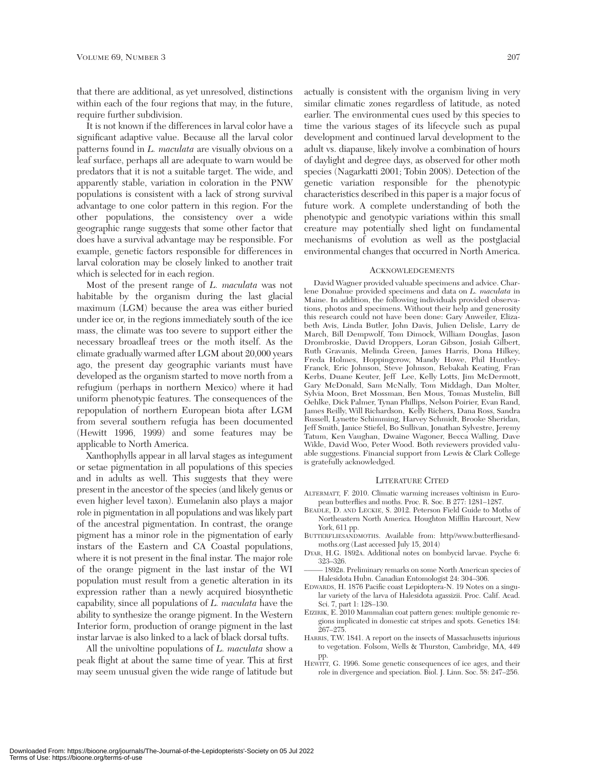that there are additional, as yet unresolved, distinctions within each of the four regions that may, in the future, require further subdivision.

It is not known if the differences in larval color have a significant adaptive value. Because all the larval color patterns found in *L. maculata* are visually obvious on a leaf surface, perhaps all are adequate to warn would be predators that it is not a suitable target. The wide, and apparently stable, variation in coloration in the PNW populations is consistent with a lack of strong survival advantage to one color pattern in this region. For the other populations, the consistency over a wide geographic range suggests that some other factor that does have a survival advantage may be responsible. For example, genetic factors responsible for differences in larval coloration may be closely linked to another trait which is selected for in each region.

Most of the present range of *L. maculata* was not habitable by the organism during the last glacial maximum (LGM) because the area was either buried under ice or, in the regions immediately south of the ice mass, the climate was too severe to support either the necessary broadleaf trees or the moth itself. As the climate gradually warmed after LGM about 20,000 years ago, the present day geographic variants must have developed as the organism started to move north from a refugium (perhaps in northern Mexico) where it had uniform phenotypic features. The consequences of the repopulation of northern European biota after LGM from several southern refugia has been documented (Hewitt 1996, 1999) and some features may be applicable to North America.

Xanthophylls appear in all larval stages as integument or setae pigmentation in all populations of this species and in adults as well. This suggests that they were present in the ancestor of the species (and likely genus or even higher level taxon). Eumelanin also plays a major role in pigmentation in all populations and was likely part of the ancestral pigmentation. In contrast, the orange pigment has a minor role in the pigmentation of early instars of the Eastern and CA Coastal populations, where it is not present in the final instar. The major role of the orange pigment in the last instar of the WI population must result from a genetic alteration in its expression rather than a newly acquired biosynthetic capability, since all populations of *L. maculata* have the ability to synthesize the orange pigment. In the Western Interior form, production of orange pigment in the last instar larvae is also linked to a lack of black dorsal tufts.

All the univoltine populations of *L. maculata* show a peak flight at about the same time of year. This at first may seem unusual given the wide range of latitude but actually is consistent with the organism living in very similar climatic zones regardless of latitude, as noted earlier. The environmental cues used by this species to time the various stages of its lifecycle such as pupal development and continued larval development to the adult vs. diapause, likely involve a combination of hours of daylight and degree days, as observed for other moth species (Nagarkatti 2001; Tobin 2008). Detection of the genetic variation responsible for the phenotypic characteristics described in this paper is a major focus of future work. A complete understanding of both the phenotypic and genotypic variations within this small creature may potentially shed light on fundamental mechanisms of evolution as well as the postglacial environmental changes that occurred in North America.

## Acknowledgements

David Wagner provided valuable specimens and advice. Charlene Donahue provided specimens and data on *L. maculata* in Maine. In addition, the following individuals provided observations, photos and specimens. Without their help and generosity this research could not have been done: Gary Anweiler, Elizabeth Avis, Linda Butler, John Davis, Julien Delisle, Larry de March, Bill Dempwolf, Tom Dimock, William Douglas, Jason Drombroskie, David Droppers, Loran Gibson, Josiah Gilbert, Ruth Gravanis, Melinda Green, James Harris, Dona Hilkey, Freda Holmes, Hoppingcrow, Mandy Howe, Phil Huntley-Franck, Eric Johnson, Steve Johnson, Rebakah Keating, Fran Kerbs, Duane Keuter, Jeff Lee, Kelly Lotts, Jim McDermott, Gary McDonald, Sam McNally, Tom Middagh, Dan Molter, Sylvia Moon, Bret Mossman, Ben Mous, Tomas Mustelin, Bill Oehlke, Dick Palmer, Tynan Phillips, Nelson Poirier, Evan Rand, James Reilly, Will Richardson, Kelly Richers, Dana Ross, Sandra Russell, Lynette Schimming, Harvey Schmidt, Brooke Sheridan, Jeff Smith, Janice Stiefel, Bo Sullivan, Jonathan Sylvestre, Jeremy Tatum, Ken Vaughan, Dwaine Wagoner, Becca Walling, Dave Wikle, David Woo, Peter Wood. Both reviewers provided valuable suggestions. Financial support from Lewis & Clark College is gratefully acknowledged.

## Literature Cited

- Altermatt, F. 2010. Climatic warming increases voltinism in European butterflies and moths. Proc. R. Soc. B 277: 1281–1287.
- Beadle, D. and Leckie, S. 2012. Peterson Field Guide to Moths of Northeastern North America. Houghton Mifflin Harcourt, New York, 611 pp.
- Butterfliesandmoths. Available from: http//www.butterfliesandmoths.org (Last accessed July 15, 2014)
- Dyar, H.G. 1892a. Additional notes on bombycid larvae. Psyche 6: 323–326.
- ——— 1892b. Preliminary remarks on some North American species of Halesidota Hubn. Canadian Entomologist 24: 304–306.
- Edwards, H. 1876 Pacific coast Lepidoptera-N. 19 Notes on a singular variety of the larva of Halesidota agassizii. Proc. Calif. Acad. Sci. 7, part 1: 128–130.
- Eizirik, E. 2010 Mammalian coat pattern genes: multiple genomic regions implicated in domestic cat stripes and spots. Genetics 184: 267–275.
- Harris, T.W. 1841. A report on the insects of Massachusetts injurious to vegetation. Folsom, Wells & Thurston, Cambridge, MA, 449 pp.
- Hewitt, G. 1996. Some genetic consequences of ice ages, and their role in divergence and speciation. Biol. J. Linn. Soc. 58: 247–256.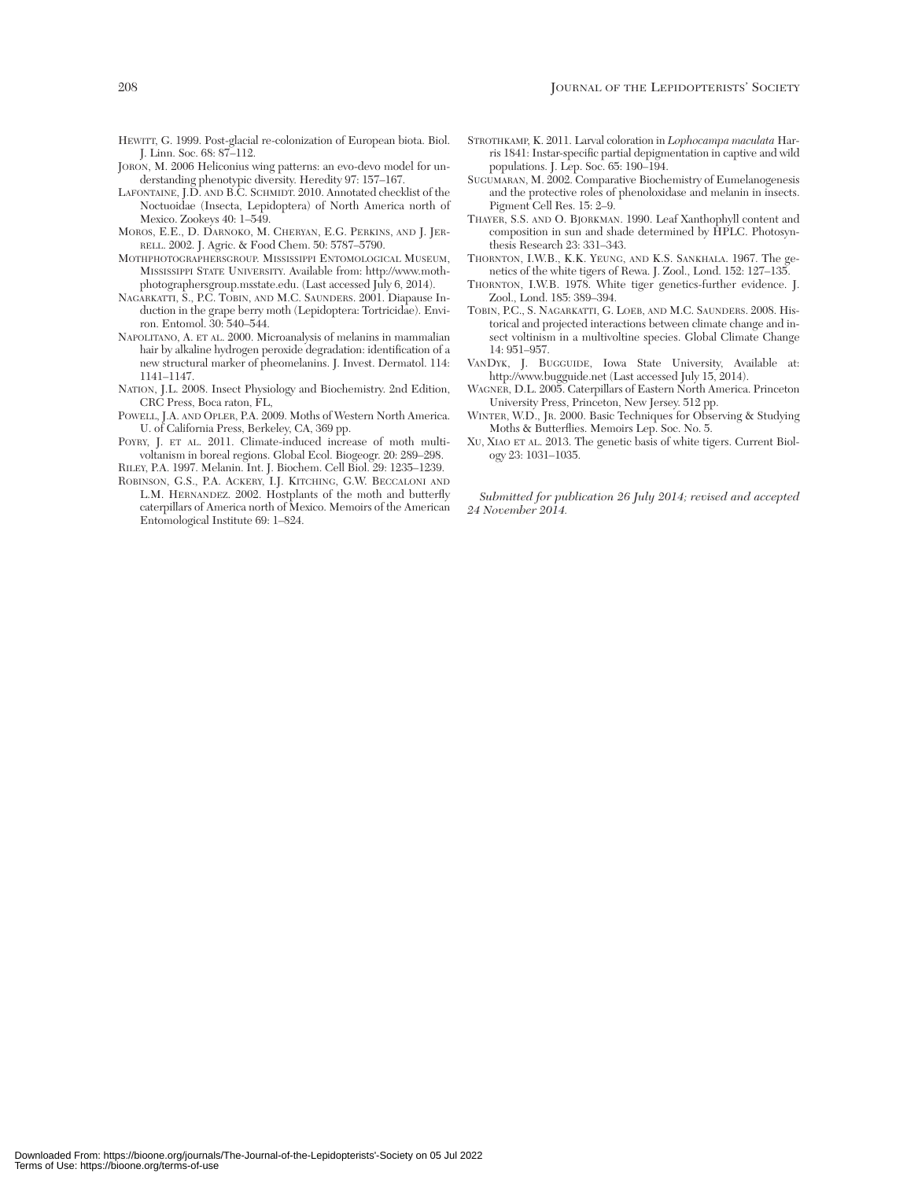HEWITT, G. 1999. Post-glacial re-colonization of European biota. Biol. J. Linn. Soc. 68: 87–112.

JORON, M. 2006 Heliconius wing patterns: an evo-devo model for understanding phenotypic diversity. Heredity 97: 157–167.

LAFONTAINE, J.D. AND B.C. SCHMIDT. 2010. Annotated checklist of the Noctuoidae (Insecta, Lepidoptera) of North America north of Mexico. Zookeys 40: 1–549.

MOROS, E.E., D. DARNOKO, M. CHERYAN, E.G. PERKINS, AND J. JERRELL. 2002. J. Agric. & Food Chem. 50: 5787–5790.

MOTHPHOTOGRAPHERSGROUP. MISSISSIPPI ENTOMOLOGICAL MUSEUM, MISSISSIPPI STATE UNIVERSITY. Available from: http://www.mothphotographersgroup.msstate.edu. (Last accessed July 6, 2014).

NAGARKATTI, S., P.C. TOBIN, AND M.C. SAUNDERS. 2001. Diapause Induction in the grape berry moth (Lepidoptera: Tortricidae). Environ. Entomol. 30: 540–544.

NAPOLITANO, A. ET AL. 2000. Microanalysis of melanins in mammalian hair by alkaline hydrogen peroxide degradation: identification of a new structural marker of pheomelanins. J. Invest. Dermatol. 114: 1141–1147.

NATION, J.L. 2008. Insect Physiology and Biochemistry. 2nd Edition, CRC Press, Boca raton, FL,

POWELL, J.A. AND OPLER, P.A. 2009. Moths of Western North America. U. of California Press, Berkeley, CA, 369 pp.

POYRY, J. ET AL. 2011. Climate-induced increase of moth multivoltanism in boreal regions. Global Ecol. Biogeogr. 20: 289–298.

RILEY, P.A. 1997. Melanin. Int. J. Biochem. Cell Biol. 29: 1235–1239.

ROBINSON, G.S., P.A. ACKERY, I.J. KITCHING, G.W. BECCALONI AND L.M. HERNANDEZ. 2002. Hostplants of the moth and butterfly caterpillars of America north of Mexico. Memoirs of the American Entomological Institute 69: 1–824.

STROTHKAMP, K. 2011. Larval coloration in *Lophocampa maculata* Harris 1841: Instar-specific partial depigmentation in captive and wild populations. J. Lep. Soc. 65: 190–194.

SUGUMARAN, M. 2002. Comparative Biochemistry of Eumelanogenesis and the protective roles of phenoloxidase and melanin in insects. Pigment Cell Res. 15: 2–9.

THAYER, S.S. AND O. BJORKMAN. 1990. Leaf Xanthophyll content and composition in sun and shade determined by HPLC. Photosynthesis Research 23: 331–343.

THORNTON, I.W.B., K.K. YEUNG, AND K.S. SANKHALA. 1967. The genetics of the white tigers of Rewa. J. Zool., Lond. 152: 127–135.

THORNTON, I.W.B. 1978. White tiger genetics-further evidence. J. Zool., Lond. 185: 389–394.

TOBIN, P.C., S. NAGARKATTI, G. LOEB, AND M.C. SAUNDERS. 2008. Historical and projected interactions between climate change and insect voltinism in a multivoltine species. Global Climate Change 14: 951–957.

VANDYK, J. BUGGUIDE, Iowa State University, Available at: http://www.bugguide.net (Last accessed July 15, 2014).

WAGNER, D.L. 2005. Caterpillars of Eastern North America. Princeton University Press, Princeton, New Jersey. 512 pp.

WINTER, W.D., JR. 2000. Basic Techniques for Observing & Studying Moths & Butterflies. Memoirs Lep. Soc. No. 5.

XU, XIAO ET AL. 2013. The genetic basis of white tigers. Current Biology 23: 1031–1035.

*Submitted for publication 26 July 2014; revised and accepted 24 November 2014.*